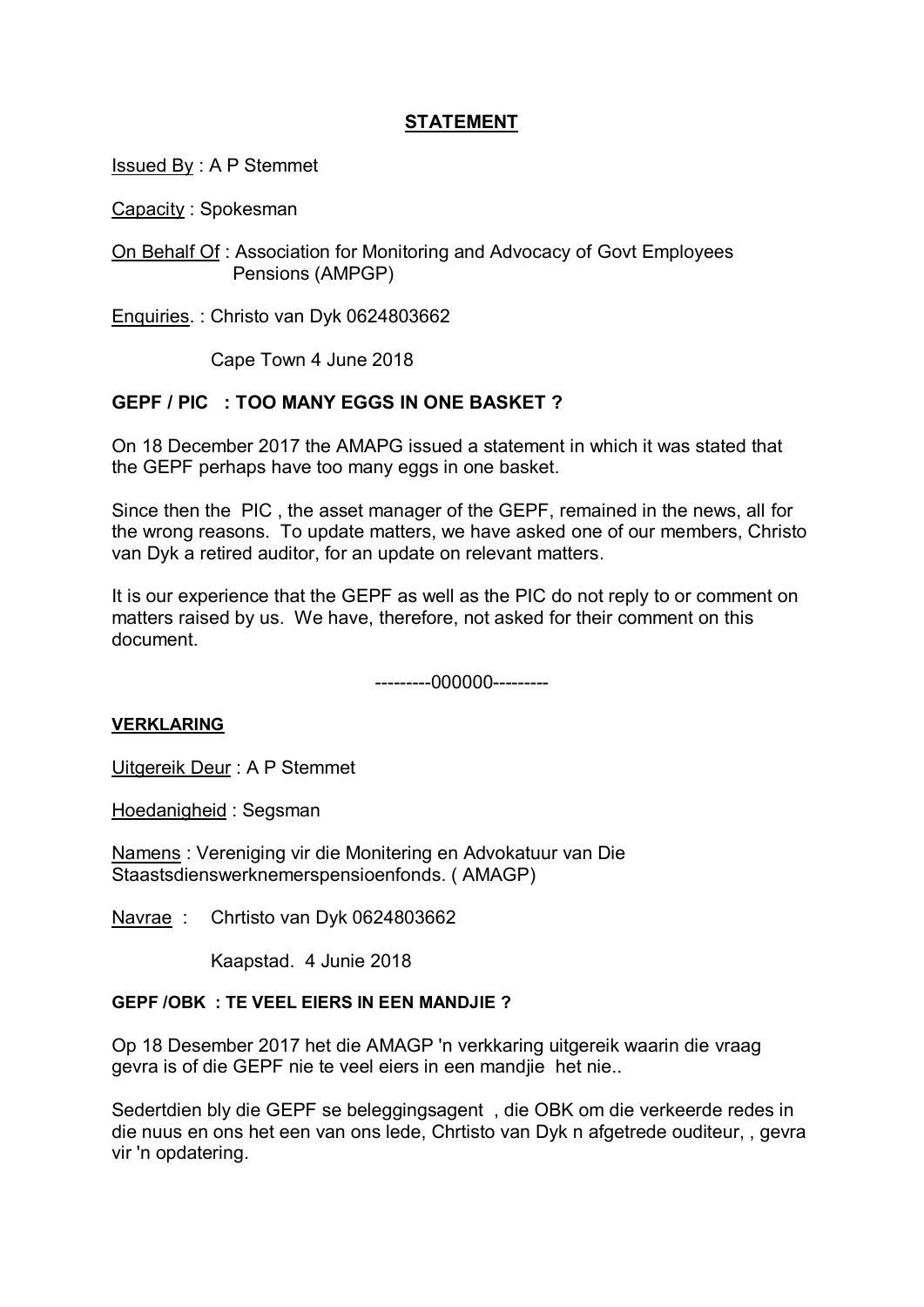## STATEMENT

Issued By : A P Stemmet

Capacity : Spokesman

On Behalf Of : Association for Monitoring and Advocacy of Govt Employees Pensions (AMPGP)

Enquiries. : Christo van Dyk 0624803662

Cape Town 4 June 2018

### GEPF / PIC : TOO MANY EGGS IN ONE BASKET ?

On 18 December 2017 the AMAPG issued a statement in which it was stated that the GEPF perhaps have too many eggs in one basket.

Since then the PIC , the asset manager of the GEPF, remained in the news, all for the wrong reasons. To update matters, we have asked one of our members, Christo van Dyk a retired auditor, for an update on relevant matters.

It is our experience that the GEPF as well as the PIC do not reply to or comment on matters raised by us. We have, therefore, not asked for their comment on this document.

---------000000---------

## VERKLARING

Uitgereik Deur : A P Stemmet

Hoedanigheid : Segsman

Namens : Vereniging vir die Monitering en Advokatuur van Die Staastsdienswerknemerspensioenfonds. ( AMAGP)

Navrae : Chrtisto van Dyk 0624803662

Kaapstad. 4 Junie 2018

### GEPF /OBK : TE VEEL EIERS IN EEN MANDJIE ?

Op 18 Desember 2017 het die AMAGP 'n verkkaring uitgereik waarin die vraag gevra is of die GEPF nie te veel eiers in een mandjie het nie..

Sedertdien bly die GEPF se beleggingsagent , die OBK om die verkeerde redes in die nuus en ons het een van ons lede, Chrtisto van Dyk n afgetrede ouditeur, , gevra vir 'n opdatering.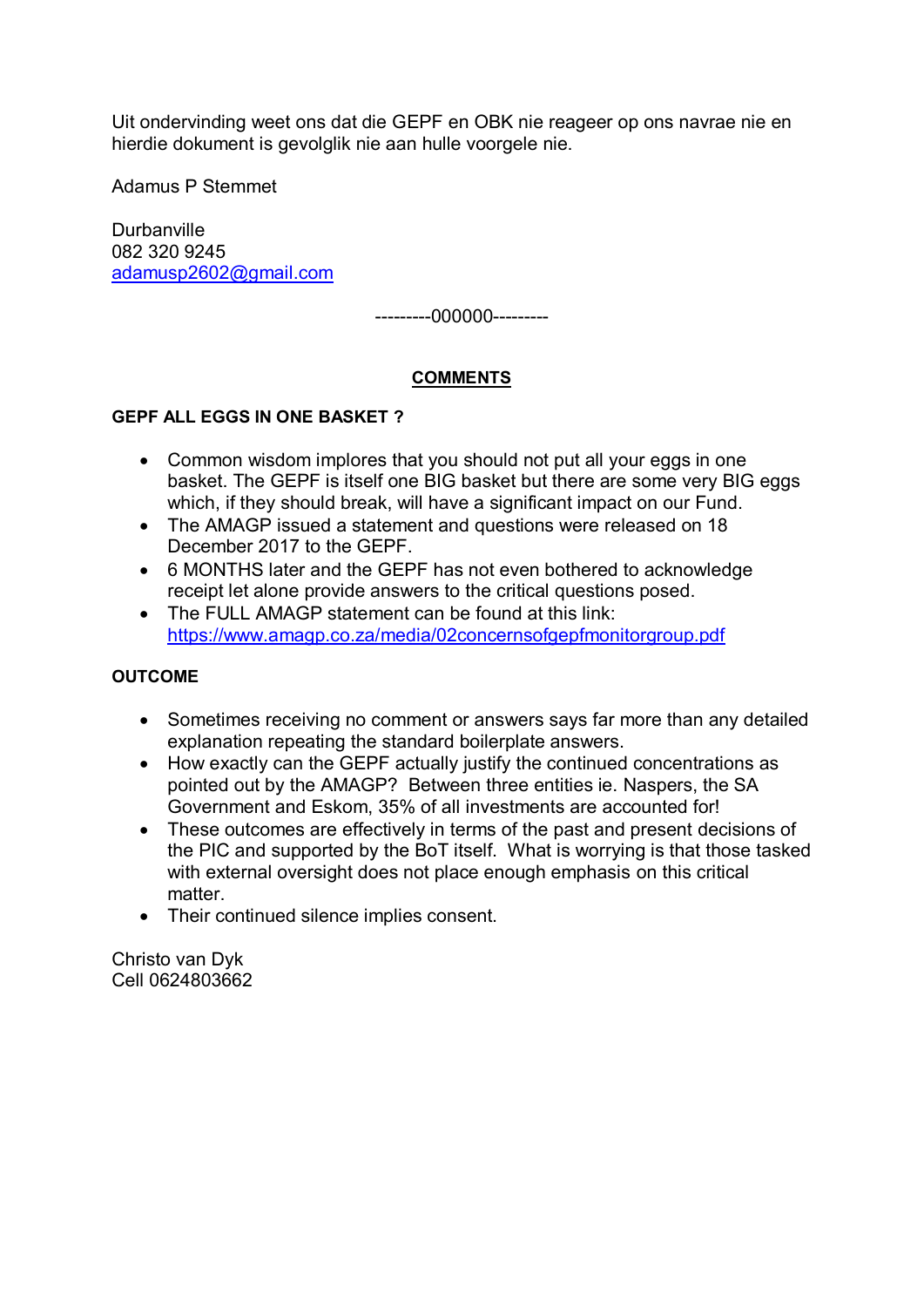Uit ondervinding weet ons dat die GEPF en OBK nie reageer op ons navrae nie en hierdie dokument is gevolglik nie aan hulle voorgele nie.

Adamus P Stemmet

Durbanville
082 320 9245
adamusp2602@gmail.com

---------000000---------

## COMMENTS

**GEPF ALL EGGS IN ONE BASKET ?**

- Common wisdom implores that you should not put all your eggs in one basket. The GEPF is itself one BIG basket but there are some very BIG eggs which, if they should break, will have a significant impact on our Fund.
- The AMAGP issued a statement and questions were released on 18 December 2017 to the GEPF.
- 6 MONTHS later and the GEPF has not even bothered to acknowledge receipt let alone provide answers to the critical questions posed.
- The FULL AMAGP statement can be found at this link: https://www.amagp.co.za/media/02concernsofgepfmonitorgroup.pdf

**OUTCOME**

- Sometimes receiving no comment or answers says far more than any detailed explanation repeating the standard boilerplate answers.
- How exactly can the GEPF actually justify the continued concentrations as pointed out by the AMAGP? Between three entities ie. Naspers, the SA Government and Eskom, 35% of all investments are accounted for!
- These outcomes are effectively in terms of the past and present decisions of the PIC and supported by the BoT itself. What is worrying is that those tasked with external oversight does not place enough emphasis on this critical matter.
- Their continued silence implies consent.

Christo van Dyk
Cell 0624803662